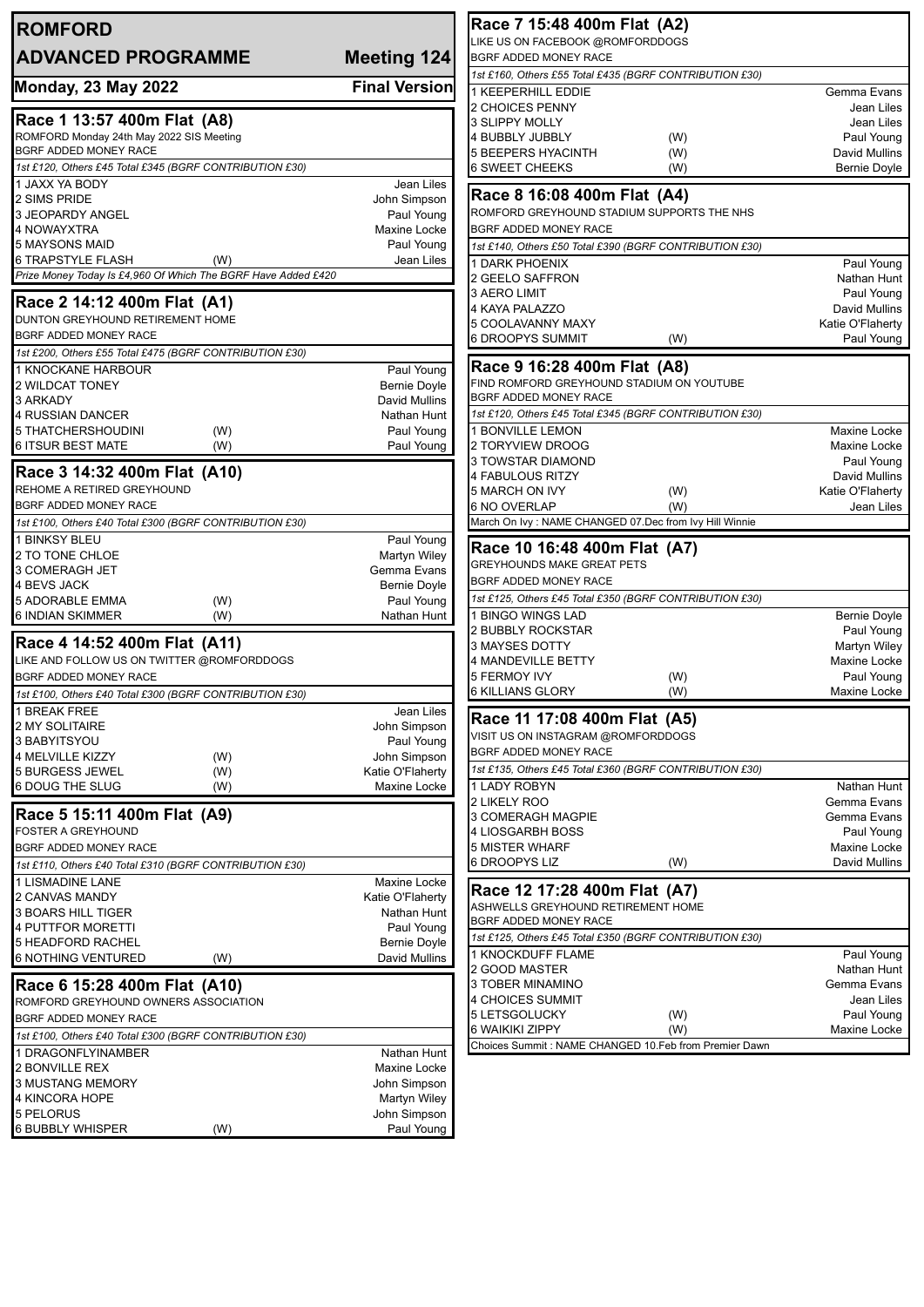# ROMFORD

## ADVANCED PROGRAMME — Meeting 124

**Monday, 23 May 2022** — **Final Version**

### Race 1 13:57 400m Flat (A8)

ROMFORD Monday 24th May 2022 SIS Meeting
BGRF ADDED MONEY RACE

*1st £120, Others £45 Total £345 (BGRF CONTRIBUTION £30)*

| Trap | Greyhound | | Trainer |
|---|---|---|---|
| 1 | JAXX YA BODY | | Jean Liles |
| 2 | SIMS PRIDE | | John Simpson |
| 3 | JEOPARDY ANGEL | | Paul Young |
| 4 | NOWAYXTRA | | Maxine Locke |
| 5 | MAYSONS MAID | | Paul Young |
| 6 | TRAPSTYLE FLASH | (W) | Jean Liles |

*Prize Money Today Is £4,960 Of Which The BGRF Have Added £420*

### Race 2 14:12 400m Flat (A1)

DUNTON GREYHOUND RETIREMENT HOME
BGRF ADDED MONEY RACE

*1st £200, Others £55 Total £475 (BGRF CONTRIBUTION £30)*

| Trap | Greyhound | | Trainer |
|---|---|---|---|
| 1 | KNOCKANE HARBOUR | | Paul Young |
| 2 | WILDCAT TONEY | | Bernie Doyle |
| 3 | ARKADY | | David Mullins |
| 4 | RUSSIAN DANCER | | Nathan Hunt |
| 5 | THATCHERSHOUDINI | (W) | Paul Young |
| 6 | ITSUR BEST MATE | (W) | Paul Young |

### Race 3 14:32 400m Flat (A10)

REHOME A RETIRED GREYHOUND
BGRF ADDED MONEY RACE

*1st £100, Others £40 Total £300 (BGRF CONTRIBUTION £30)*

| Trap | Greyhound | | Trainer |
|---|---|---|---|
| 1 | BINKSY BLEU | | Paul Young |
| 2 | TO TONE CHLOE | | Martyn Wiley |
| 3 | COMERAGH JET | | Gemma Evans |
| 4 | BEVS JACK | | Bernie Doyle |
| 5 | ADORABLE EMMA | (W) | Paul Young |
| 6 | INDIAN SKIMMER | (W) | Nathan Hunt |

### Race 4 14:52 400m Flat (A11)

LIKE AND FOLLOW US ON TWITTER @ROMFORDDOGS
BGRF ADDED MONEY RACE

*1st £100, Others £40 Total £300 (BGRF CONTRIBUTION £30)*

| Trap | Greyhound | | Trainer |
|---|---|---|---|
| 1 | BREAK FREE | | Jean Liles |
| 2 | MY SOLITAIRE | | John Simpson |
| 3 | BABYITSYOU | | Paul Young |
| 4 | MELVILLE KIZZY | (W) | John Simpson |
| 5 | BURGESS JEWEL | (W) | Katie O'Flaherty |
| 6 | DOUG THE SLUG | (W) | Maxine Locke |

### Race 5 15:11 400m Flat (A9)

FOSTER A GREYHOUND
BGRF ADDED MONEY RACE

*1st £110, Others £40 Total £310 (BGRF CONTRIBUTION £30)*

| Trap | Greyhound | | Trainer |
|---|---|---|---|
| 1 | LISMADINE LANE | | Maxine Locke |
| 2 | CANVAS MANDY | | Katie O'Flaherty |
| 3 | BOARS HILL TIGER | | Nathan Hunt |
| 4 | PUTTFOR MORETTI | | Paul Young |
| 5 | HEADFORD RACHEL | | Bernie Doyle |
| 6 | NOTHING VENTURED | (W) | David Mullins |

### Race 6 15:28 400m Flat (A10)

ROMFORD GREYHOUND OWNERS ASSOCIATION
BGRF ADDED MONEY RACE

*1st £100, Others £40 Total £300 (BGRF CONTRIBUTION £30)*

| Trap | Greyhound | | Trainer |
|---|---|---|---|
| 1 | DRAGONFLYINAMBER | | Nathan Hunt |
| 2 | BONVILLE REX | | Maxine Locke |
| 3 | MUSTANG MEMORY | | John Simpson |
| 4 | KINCORA HOPE | | Martyn Wiley |
| 5 | PELORUS | | John Simpson |
| 6 | BUBBLY WHISPER | (W) | Paul Young |

### Race 7 15:48 400m Flat (A2)

LIKE US ON FACEBOOK @ROMFORDDOGS
BGRF ADDED MONEY RACE

*1st £160, Others £55 Total £435 (BGRF CONTRIBUTION £30)*

| Trap | Greyhound | | Trainer |
|---|---|---|---|
| 1 | KEEPERHILL EDDIE | | Gemma Evans |
| 2 | CHOICES PENNY | | Jean Liles |
| 3 | SLIPPY MOLLY | | Jean Liles |
| 4 | BUBBLY JUBBLY | (W) | Paul Young |
| 5 | BEEPERS HYACINTH | (W) | David Mullins |
| 6 | SWEET CHEEKS | (W) | Bernie Doyle |

### Race 8 16:08 400m Flat (A4)

ROMFORD GREYHOUND STADIUM SUPPORTS THE NHS
BGRF ADDED MONEY RACE

*1st £140, Others £50 Total £390 (BGRF CONTRIBUTION £30)*

| Trap | Greyhound | | Trainer |
|---|---|---|---|
| 1 | DARK PHOENIX | | Paul Young |
| 2 | GEELO SAFFRON | | Nathan Hunt |
| 3 | AERO LIMIT | | Paul Young |
| 4 | KAYA PALAZZO | | David Mullins |
| 5 | COOLAVANNY MAXY | | Katie O'Flaherty |
| 6 | DROOPYS SUMMIT | (W) | Paul Young |

### Race 9 16:28 400m Flat (A8)

FIND ROMFORD GREYHOUND STADIUM ON YOUTUBE
BGRF ADDED MONEY RACE

*1st £120, Others £45 Total £345 (BGRF CONTRIBUTION £30)*

| Trap | Greyhound | | Trainer |
|---|---|---|---|
| 1 | BONVILLE LEMON | | Maxine Locke |
| 2 | TORYVIEW DROOG | | Maxine Locke |
| 3 | TOWSTAR DIAMOND | | Paul Young |
| 4 | FABULOUS RITZY | | David Mullins |
| 5 | MARCH ON IVY | (W) | Katie O'Flaherty |
| 6 | NO OVERLAP | (W) | Jean Liles |

March On Ivy : NAME CHANGED 07.Dec from Ivy Hill Winnie

### Race 10 16:48 400m Flat (A7)

GREYHOUNDS MAKE GREAT PETS
BGRF ADDED MONEY RACE

*1st £125, Others £45 Total £350 (BGRF CONTRIBUTION £30)*

| Trap | Greyhound | | Trainer |
|---|---|---|---|
| 1 | BINGO WINGS LAD | | Bernie Doyle |
| 2 | BUBBLY ROCKSTAR | | Paul Young |
| 3 | MAYSES DOTTY | | Martyn Wiley |
| 4 | MANDEVILLE BETTY | | Maxine Locke |
| 5 | FERMOY IVY | (W) | Paul Young |
| 6 | KILLIANS GLORY | (W) | Maxine Locke |

### Race 11 17:08 400m Flat (A5)

VISIT US ON INSTAGRAM @ROMFORDDOGS
BGRF ADDED MONEY RACE

*1st £135, Others £45 Total £360 (BGRF CONTRIBUTION £30)*

| Trap | Greyhound | | Trainer |
|---|---|---|---|
| 1 | LADY ROBYN | | Nathan Hunt |
| 2 | LIKELY ROO | | Gemma Evans |
| 3 | COMERAGH MAGPIE | | Gemma Evans |
| 4 | LIOSGARBH BOSS | | Paul Young |
| 5 | MISTER WHARF | | Maxine Locke |
| 6 | DROOPYS LIZ | (W) | David Mullins |

### Race 12 17:28 400m Flat (A7)

ASHWELLS GREYHOUND RETIREMENT HOME
BGRF ADDED MONEY RACE

*1st £125, Others £45 Total £350 (BGRF CONTRIBUTION £30)*

| Trap | Greyhound | | Trainer |
|---|---|---|---|
| 1 | KNOCKDUFF FLAME | | Paul Young |
| 2 | GOOD MASTER | | Nathan Hunt |
| 3 | TOBER MINAMINO | | Gemma Evans |
| 4 | CHOICES SUMMIT | | Jean Liles |
| 5 | LETSGOLUCKY | (W) | Paul Young |
| 6 | WAIKIKI ZIPPY | (W) | Maxine Locke |

Choices Summit : NAME CHANGED 10.Feb from Premier Dawn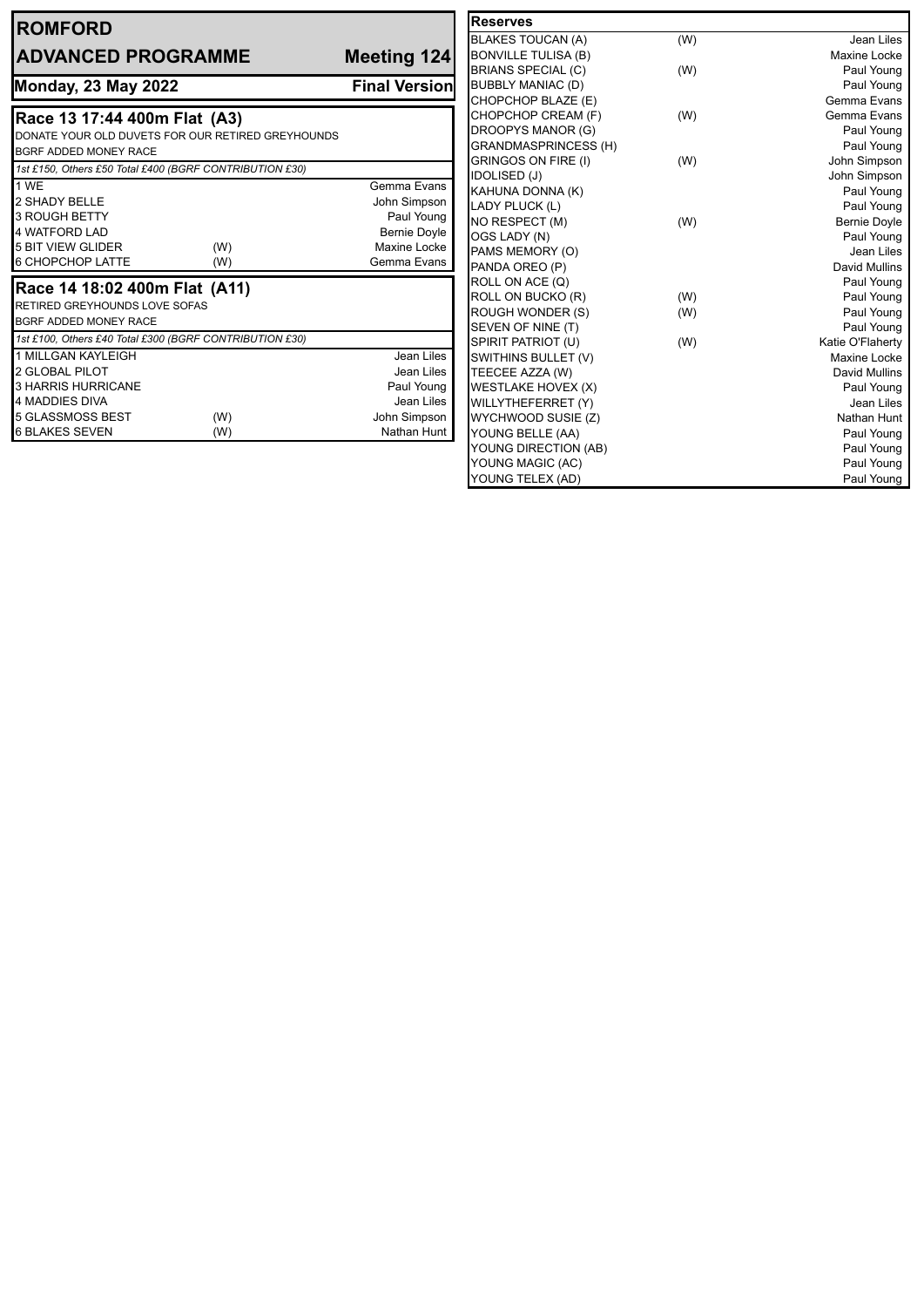# ROMFORD

## ADVANCED PROGRAMME — Meeting 124

**Monday, 23 May 2022** — **Final Version**

### Race 13 17:44 400m Flat (A3)

DONATE YOUR OLD DUVETS FOR OUR RETIRED GREYHOUNDS

BGRF ADDED MONEY RACE

*1st £150, Others £50 Total £400 (BGRF CONTRIBUTION £30)*

| | | |
|---|---|---|
| 1 WE | | Gemma Evans |
| 2 SHADY BELLE | | John Simpson |
| 3 ROUGH BETTY | | Paul Young |
| 4 WATFORD LAD | | Bernie Doyle |
| 5 BIT VIEW GLIDER | (W) | Maxine Locke |
| 6 CHOPCHOP LATTE | (W) | Gemma Evans |

### Race 14 18:02 400m Flat (A11)

RETIRED GREYHOUNDS LOVE SOFAS

BGRF ADDED MONEY RACE

*1st £100, Others £40 Total £300 (BGRF CONTRIBUTION £30)*

| | | |
|---|---|---|
| 1 MILLGAN KAYLEIGH | | Jean Liles |
| 2 GLOBAL PILOT | | Jean Liles |
| 3 HARRIS HURRICANE | | Paul Young |
| 4 MADDIES DIVA | | Jean Liles |
| 5 GLASSMOSS BEST | (W) | John Simpson |
| 6 BLAKES SEVEN | (W) | Nathan Hunt |

### Reserves

| | | |
|---|---|---|
| BLAKES TOUCAN (A) | (W) | Jean Liles |
| BONVILLE TULISA (B) | | Maxine Locke |
| BRIANS SPECIAL (C) | (W) | Paul Young |
| BUBBLY MANIAC (D) | | Paul Young |
| CHOPCHOP BLAZE (E) | | Gemma Evans |
| CHOPCHOP CREAM (F) | (W) | Gemma Evans |
| DROOPYS MANOR (G) | | Paul Young |
| GRANDMASPRINCESS (H) | | Paul Young |
| GRINGOS ON FIRE (I) | (W) | John Simpson |
| IDOLISED (J) | | John Simpson |
| KAHUNA DONNA (K) | | Paul Young |
| LADY PLUCK (L) | | Paul Young |
| NO RESPECT (M) | (W) | Bernie Doyle |
| OGS LADY (N) | | Paul Young |
| PAMS MEMORY (O) | | Jean Liles |
| PANDA OREO (P) | | David Mullins |
| ROLL ON ACE (Q) | | Paul Young |
| ROLL ON BUCKO (R) | (W) | Paul Young |
| ROUGH WONDER (S) | (W) | Paul Young |
| SEVEN OF NINE (T) | | Paul Young |
| SPIRIT PATRIOT (U) | (W) | Katie O'Flaherty |
| SWITHINS BULLET (V) | | Maxine Locke |
| TEECEE AZZA (W) | | David Mullins |
| WESTLAKE HOVEX (X) | | Paul Young |
| WILLYTHEFERRET (Y) | | Jean Liles |
| WYCHWOOD SUSIE (Z) | | Nathan Hunt |
| YOUNG BELLE (AA) | | Paul Young |
| YOUNG DIRECTION (AB) | | Paul Young |
| YOUNG MAGIC (AC) | | Paul Young |
| YOUNG TELEX (AD) | | Paul Young |